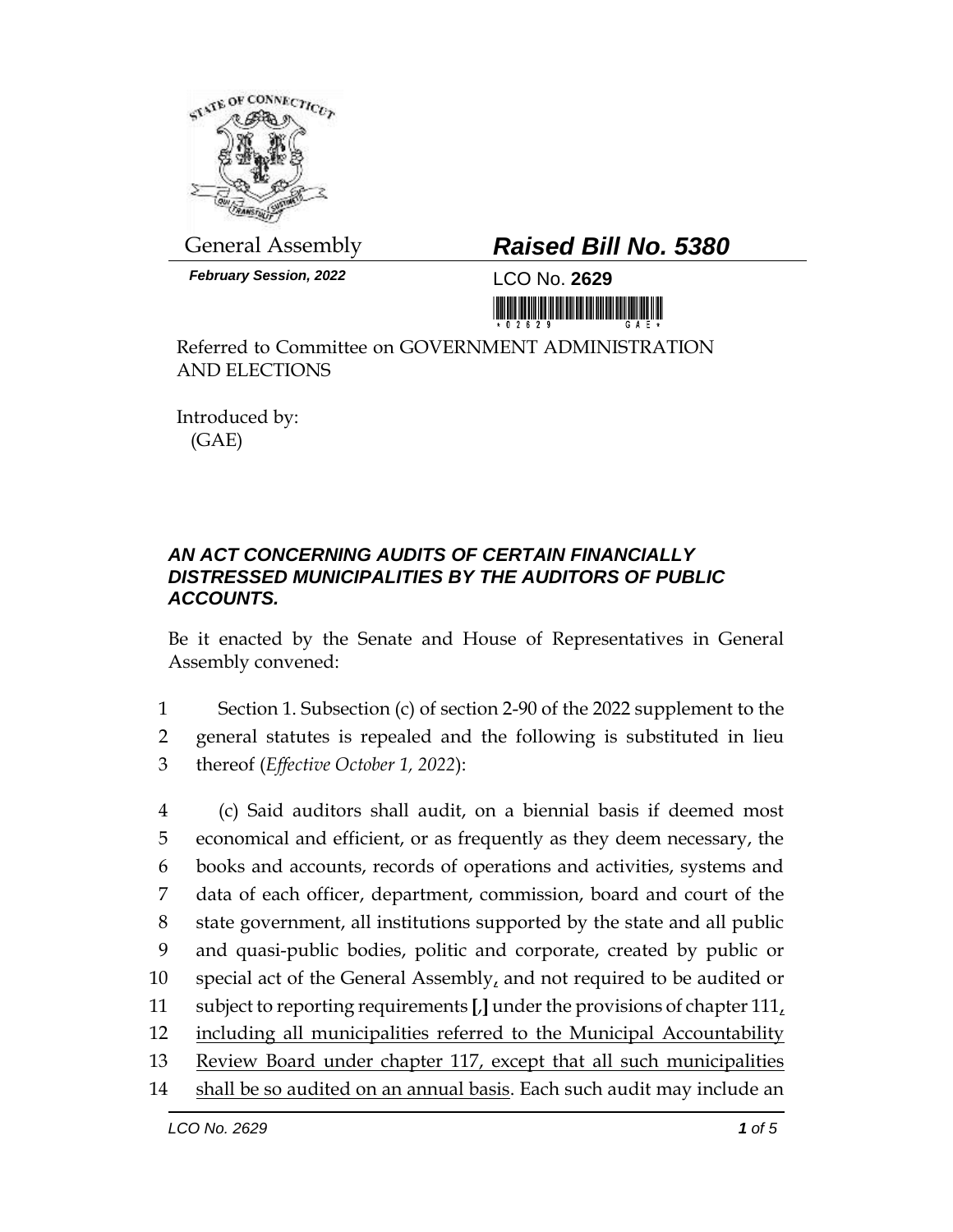General Assembly

***Raised Bill No. 5380***

***February Session, 2022***

LCO No. **2629**

Referred to Committee on GOVERNMENT ADMINISTRATION AND ELECTIONS

Introduced by:
(GAE)

## *AN ACT CONCERNING AUDITS OF CERTAIN FINANCIALLY DISTRESSED MUNICIPALITIES BY THE AUDITORS OF PUBLIC ACCOUNTS.*

Be it enacted by the Senate and House of Representatives in General Assembly convened:

1 Section 1. Subsection (c) of section 2-90 of the 2022 supplement to the
2 general statutes is repealed and the following is substituted in lieu
3 thereof (*Effective October 1, 2022*):

4 (c) Said auditors shall audit, on a biennial basis if deemed most
5 economical and efficient, or as frequently as they deem necessary, the
6 books and accounts, records of operations and activities, systems and
7 data of each officer, department, commission, board and court of the
8 state government, all institutions supported by the state and all public
9 and quasi-public bodies, politic and corporate, created by public or
10 special act of the General Assembly<u>,</u> and not required to be audited or
11 subject to reporting requirements **[**,**]** under the provisions of chapter 111<u>,</u>
12 <u>including all municipalities referred to the Municipal Accountability</u>
13 <u>Review Board under chapter 117, except that all such municipalities</u>
14 <u>shall be so audited on an annual basis</u>. Each such audit may include an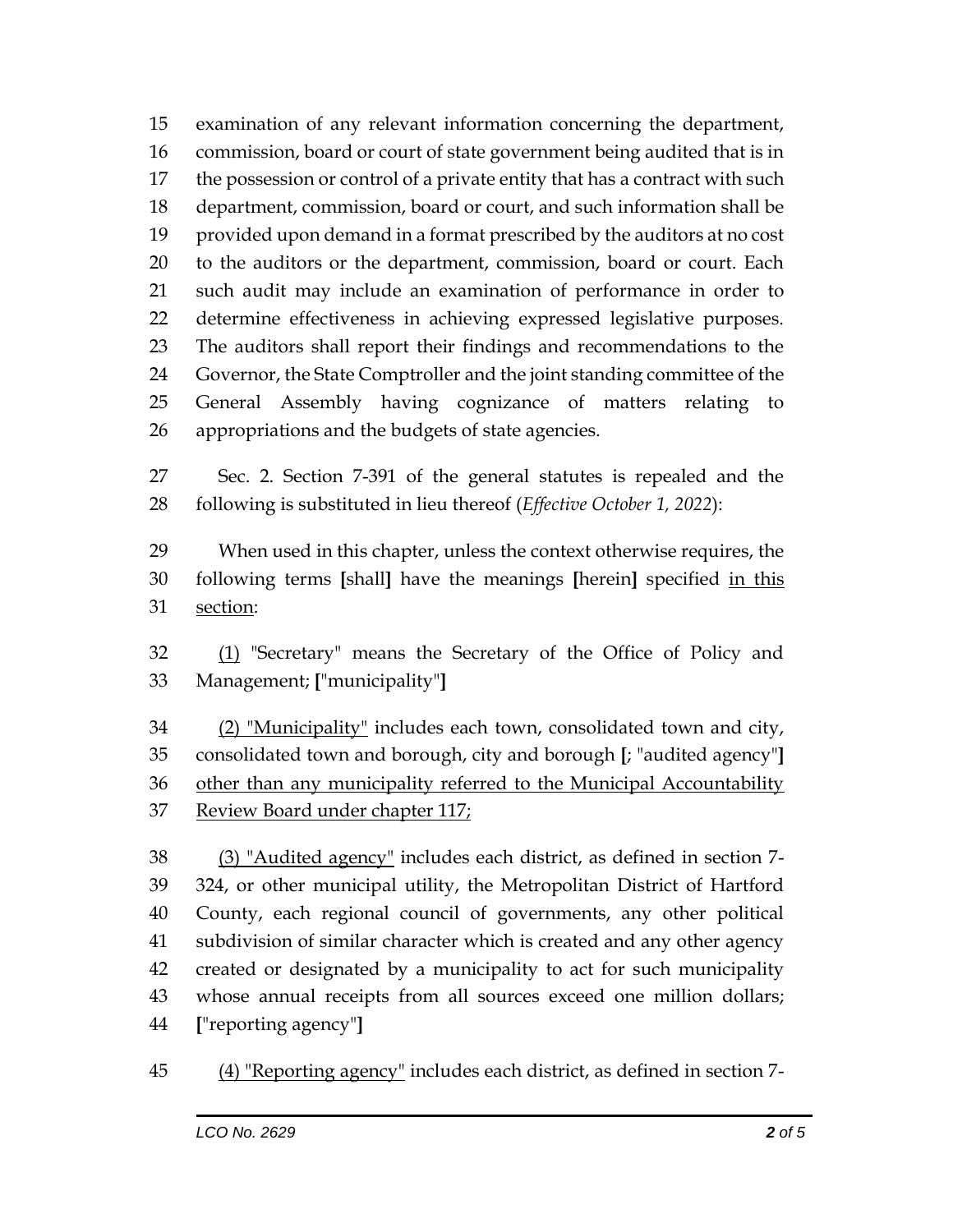15 examination of any relevant information concerning the department,
16 commission, board or court of state government being audited that is in
17 the possession or control of a private entity that has a contract with such
18 department, commission, board or court, and such information shall be
19 provided upon demand in a format prescribed by the auditors at no cost
20 to the auditors or the department, commission, board or court. Each
21 such audit may include an examination of performance in order to
22 determine effectiveness in achieving expressed legislative purposes.
23 The auditors shall report their findings and recommendations to the
24 Governor, the State Comptroller and the joint standing committee of the
25 General Assembly having cognizance of matters relating to
26 appropriations and the budgets of state agencies.

27 Sec. 2. Section 7-391 of the general statutes is repealed and the
28 following is substituted in lieu thereof (*Effective October 1, 2022*):

29 When used in this chapter, unless the context otherwise requires, the
30 following terms **[**shall**]** have the meanings **[**herein**]** specified <u>in this</u>
31 <u>section</u>:

32 <u>(1)</u> "Secretary" means the Secretary of the Office of Policy and
33 Management; **[**"municipality"**]**

34 <u>(2) "Municipality"</u> includes each town, consolidated town and city,
35 consolidated town and borough, city and borough **[**; "audited agency"**]**
36 <u>other than any municipality referred to the Municipal Accountability</u>
37 <u>Review Board under chapter 117;</u>

38 <u>(3) "Audited agency"</u> includes each district, as defined in section 7-
39 324, or other municipal utility, the Metropolitan District of Hartford
40 County, each regional council of governments, any other political
41 subdivision of similar character which is created and any other agency
42 created or designated by a municipality to act for such municipality
43 whose annual receipts from all sources exceed one million dollars;
44 **[**"reporting agency"**]**

45 <u>(4) "Reporting agency"</u> includes each district, as defined in section 7-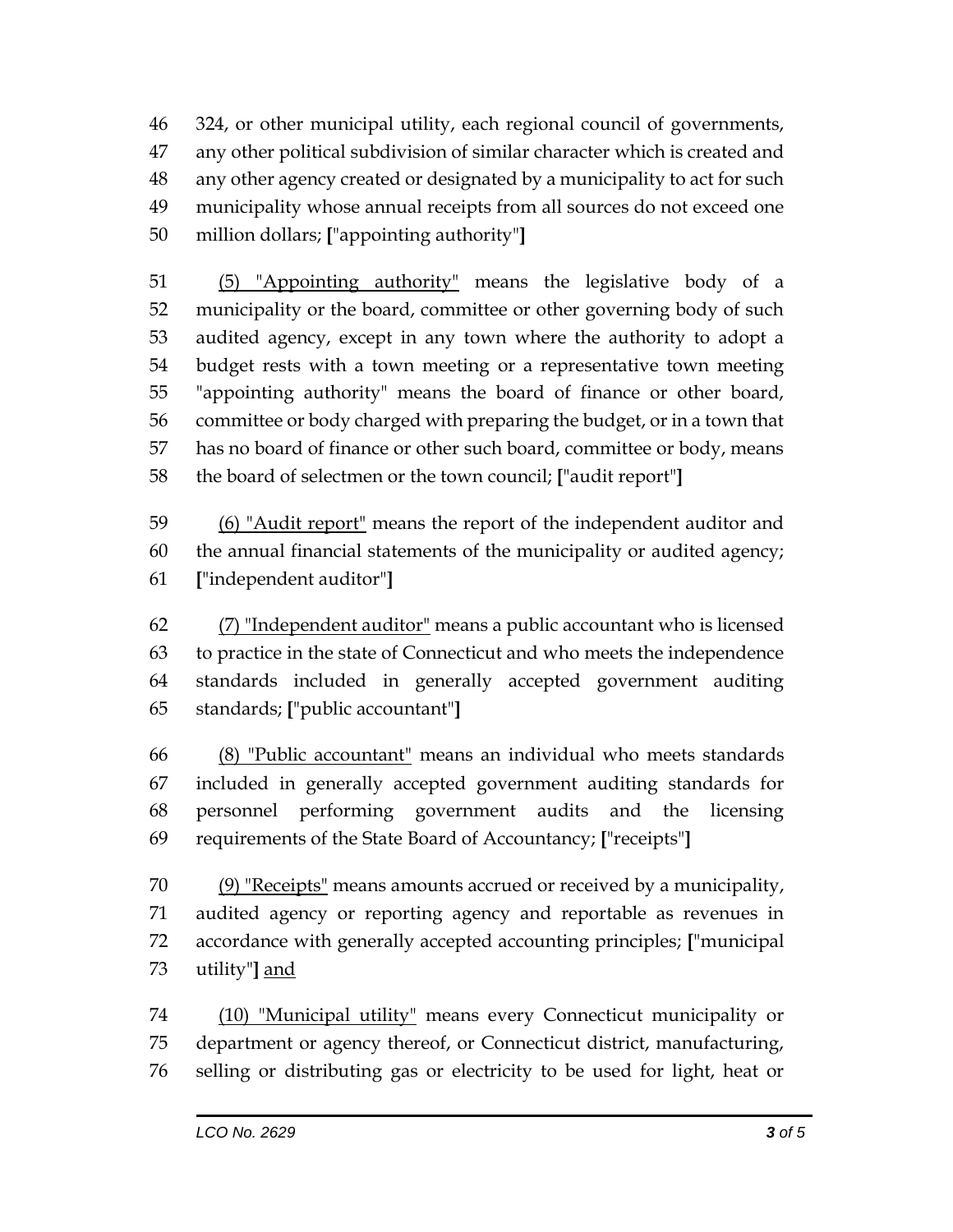46 324, or other municipal utility, each regional council of governments,
47 any other political subdivision of similar character which is created and
48 any other agency created or designated by a municipality to act for such
49 municipality whose annual receipts from all sources do not exceed one
50 million dollars; **[**"appointing authority"**]**

51 <u>(5) "Appointing authority"</u> means the legislative body of a
52 municipality or the board, committee or other governing body of such
53 audited agency, except in any town where the authority to adopt a
54 budget rests with a town meeting or a representative town meeting
55 "appointing authority" means the board of finance or other board,
56 committee or body charged with preparing the budget, or in a town that
57 has no board of finance or other such board, committee or body, means
58 the board of selectmen or the town council; **[**"audit report"**]**

59 <u>(6) "Audit report"</u> means the report of the independent auditor and
60 the annual financial statements of the municipality or audited agency;
61 **[**"independent auditor"**]**

62 <u>(7) "Independent auditor"</u> means a public accountant who is licensed
63 to practice in the state of Connecticut and who meets the independence
64 standards included in generally accepted government auditing
65 standards; **[**"public accountant"**]**

66 <u>(8) "Public accountant"</u> means an individual who meets standards
67 included in generally accepted government auditing standards for
68 personnel performing government audits and the licensing
69 requirements of the State Board of Accountancy; **[**"receipts"**]**

70 <u>(9) "Receipts"</u> means amounts accrued or received by a municipality,
71 audited agency or reporting agency and reportable as revenues in
72 accordance with generally accepted accounting principles; **[**"municipal
73 utility"**]** <u>and</u>

74 <u>(10) "Municipal utility"</u> means every Connecticut municipality or
75 department or agency thereof, or Connecticut district, manufacturing,
76 selling or distributing gas or electricity to be used for light, heat or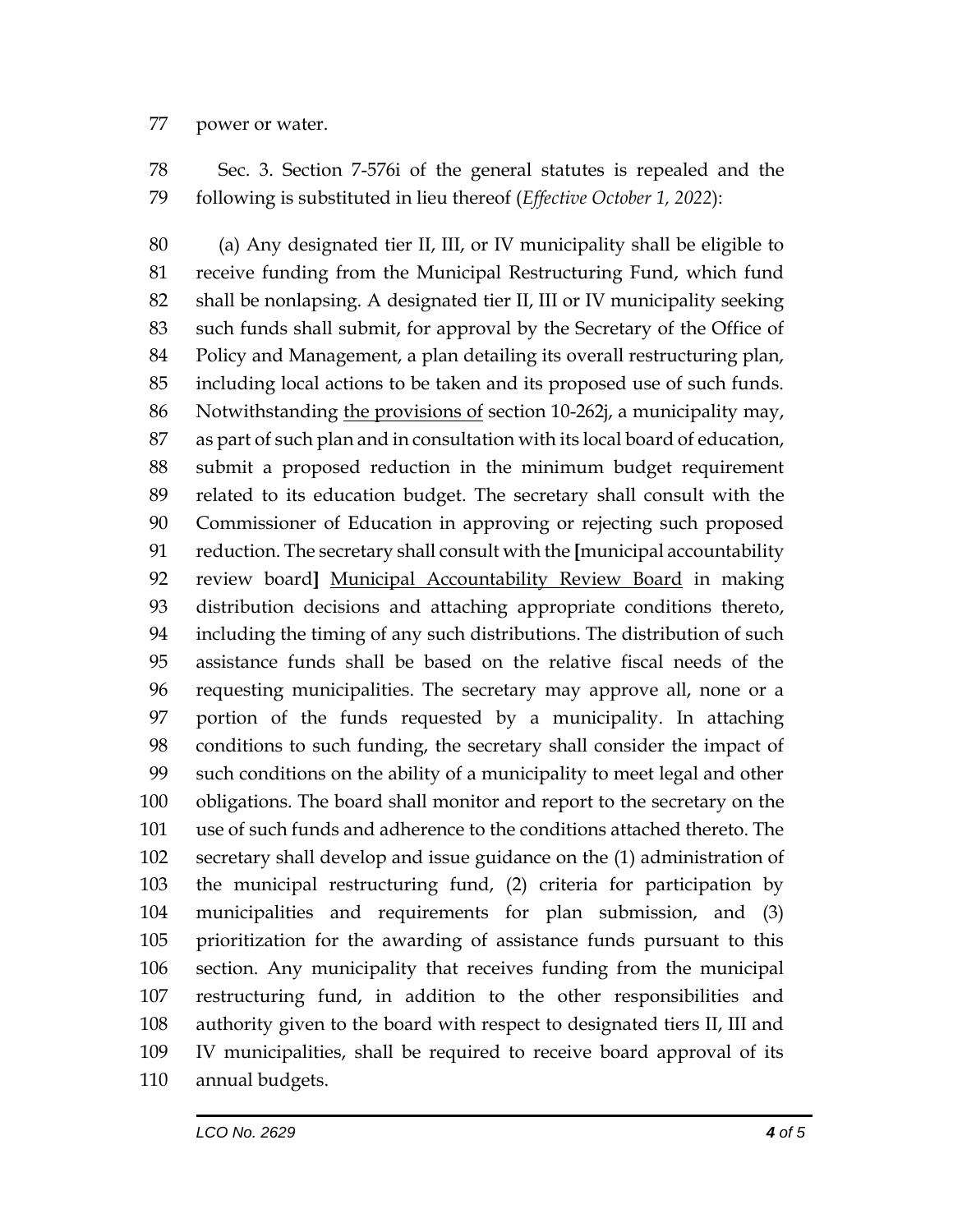power or water.

Sec. 3. Section 7-576i of the general statutes is repealed and the following is substituted in lieu thereof (*Effective October 1, 2022*):

(a) Any designated tier II, III, or IV municipality shall be eligible to receive funding from the Municipal Restructuring Fund, which fund shall be nonlapsing. A designated tier II, III or IV municipality seeking such funds shall submit, for approval by the Secretary of the Office of Policy and Management, a plan detailing its overall restructuring plan, including local actions to be taken and its proposed use of such funds. Notwithstanding <u>the provisions of</u> section 10-262j, a municipality may, as part of such plan and in consultation with its local board of education, submit a proposed reduction in the minimum budget requirement related to its education budget. The secretary shall consult with the Commissioner of Education in approving or rejecting such proposed reduction. The secretary shall consult with the **[**municipal accountability review board**]** <u>Municipal Accountability Review Board</u> in making distribution decisions and attaching appropriate conditions thereto, including the timing of any such distributions. The distribution of such assistance funds shall be based on the relative fiscal needs of the requesting municipalities. The secretary may approve all, none or a portion of the funds requested by a municipality. In attaching conditions to such funding, the secretary shall consider the impact of such conditions on the ability of a municipality to meet legal and other obligations. The board shall monitor and report to the secretary on the use of such funds and adherence to the conditions attached thereto. The secretary shall develop and issue guidance on the (1) administration of the municipal restructuring fund, (2) criteria for participation by municipalities and requirements for plan submission, and (3) prioritization for the awarding of assistance funds pursuant to this section. Any municipality that receives funding from the municipal restructuring fund, in addition to the other responsibilities and authority given to the board with respect to designated tiers II, III and IV municipalities, shall be required to receive board approval of its annual budgets.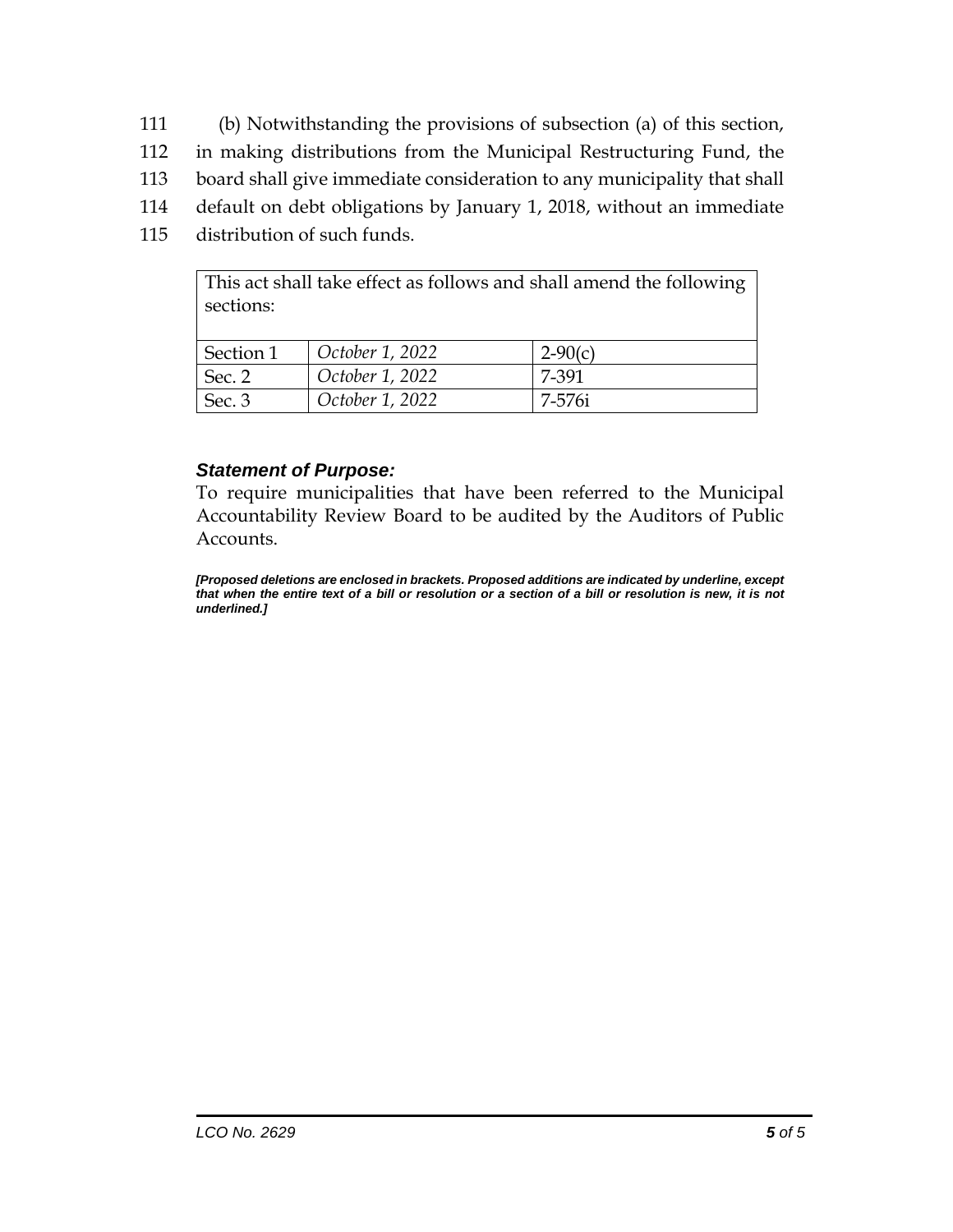111 (b) Notwithstanding the provisions of subsection (a) of this section,
112 in making distributions from the Municipal Restructuring Fund, the
113 board shall give immediate consideration to any municipality that shall
114 default on debt obligations by January 1, 2018, without an immediate
115 distribution of such funds.

| This act shall take effect as follows and shall amend the following sections: | | |
|---|---|---|
| Section 1 | *October 1, 2022* | 2-90(c) |
| Sec. 2 | *October 1, 2022* | 7-391 |
| Sec. 3 | *October 1, 2022* | 7-576i |

### *Statement of Purpose:*

To require municipalities that have been referred to the Municipal Accountability Review Board to be audited by the Auditors of Public Accounts.

***[Proposed deletions are enclosed in brackets. Proposed additions are indicated by underline, except that when the entire text of a bill or resolution or a section of a bill or resolution is new, it is not underlined.]***